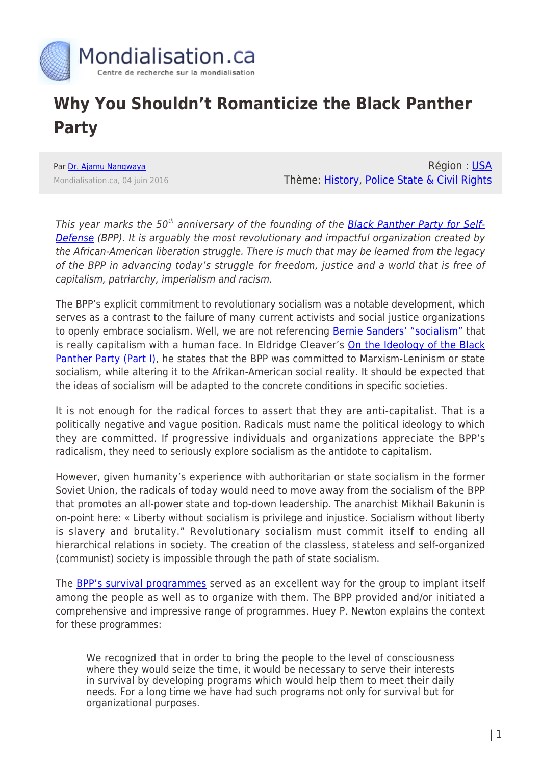# Why You Shouldn't Romanticize the Black Panther Party

Par Dr. Ajamu Nangwaya
Mondialisation.ca, 04 juin 2016

Région : USA
Thème: History, Police State & Civil Rights

*This year marks the 50th anniversary of the founding of the Black Panther Party for Self-Defense (BPP). It is arguably the most revolutionary and impactful organization created by the African-American liberation struggle. There is much that may be learned from the legacy of the BPP in advancing today's struggle for freedom, justice and a world that is free of capitalism, patriarchy, imperialism and racism.*

The BPP's explicit commitment to revolutionary socialism was a notable development, which serves as a contrast to the failure of many current activists and social justice organizations to openly embrace socialism. Well, we are not referencing Bernie Sanders' "socialism" that is really capitalism with a human face. In Eldridge Cleaver's On the Ideology of the Black Panther Party (Part I), he states that the BPP was committed to Marxism-Leninism or state socialism, while altering it to the Afrikan-American social reality. It should be expected that the ideas of socialism will be adapted to the concrete conditions in specific societies.

It is not enough for the radical forces to assert that they are anti-capitalist. That is a politically negative and vague position. Radicals must name the political ideology to which they are committed. If progressive individuals and organizations appreciate the BPP's radicalism, they need to seriously explore socialism as the antidote to capitalism.

However, given humanity's experience with authoritarian or state socialism in the former Soviet Union, the radicals of today would need to move away from the socialism of the BPP that promotes an all-power state and top-down leadership. The anarchist Mikhail Bakunin is on-point here: « Liberty without socialism is privilege and injustice. Socialism without liberty is slavery and brutality." Revolutionary socialism must commit itself to ending all hierarchical relations in society. The creation of the classless, stateless and self-organized (communist) society is impossible through the path of state socialism.

The BPP's survival programmes served as an excellent way for the group to implant itself among the people as well as to organize with them. The BPP provided and/or initiated a comprehensive and impressive range of programmes. Huey P. Newton explains the context for these programmes:

> We recognized that in order to bring the people to the level of consciousness where they would seize the time, it would be necessary to serve their interests in survival by developing programs which would help them to meet their daily needs. For a long time we have had such programs not only for survival but for organizational purposes.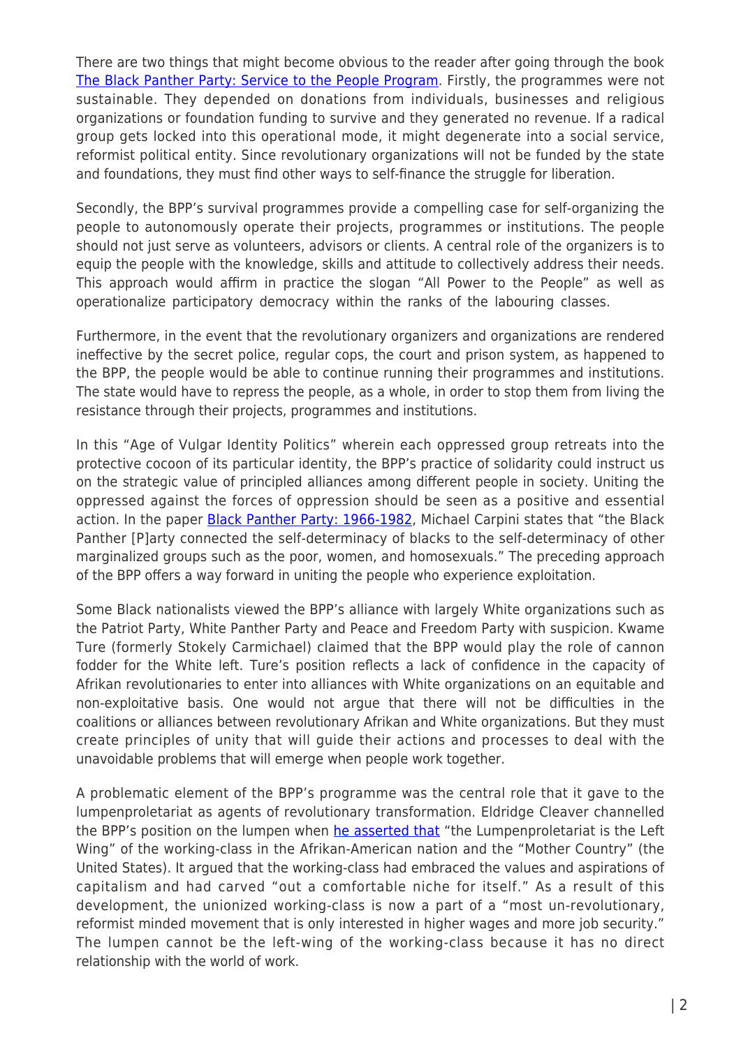There are two things that might become obvious to the reader after going through the book [The Black Panther Party: Service to the People Program](). Firstly, the programmes were not sustainable. They depended on donations from individuals, businesses and religious organizations or foundation funding to survive and they generated no revenue. If a radical group gets locked into this operational mode, it might degenerate into a social service, reformist political entity. Since revolutionary organizations will not be funded by the state and foundations, they must find other ways to self-finance the struggle for liberation.

Secondly, the BPP's survival programmes provide a compelling case for self-organizing the people to autonomously operate their projects, programmes or institutions. The people should not just serve as volunteers, advisors or clients. A central role of the organizers is to equip the people with the knowledge, skills and attitude to collectively address their needs. This approach would affirm in practice the slogan "All Power to the People" as well as operationalize participatory democracy within the ranks of the labouring classes.

Furthermore, in the event that the revolutionary organizers and organizations are rendered ineffective by the secret police, regular cops, the court and prison system, as happened to the BPP, the people would be able to continue running their programmes and institutions. The state would have to repress the people, as a whole, in order to stop them from living the resistance through their projects, programmes and institutions.

In this "Age of Vulgar Identity Politics" wherein each oppressed group retreats into the protective cocoon of its particular identity, the BPP's practice of solidarity could instruct us on the strategic value of principled alliances among different people in society. Uniting the oppressed against the forces of oppression should be seen as a positive and essential action. In the paper [Black Panther Party: 1966-1982](), Michael Carpini states that "the Black Panther [P]arty connected the self-determinacy of blacks to the self-determinacy of other marginalized groups such as the poor, women, and homosexuals." The preceding approach of the BPP offers a way forward in uniting the people who experience exploitation.

Some Black nationalists viewed the BPP's alliance with largely White organizations such as the Patriot Party, White Panther Party and Peace and Freedom Party with suspicion. Kwame Ture (formerly Stokely Carmichael) claimed that the BPP would play the role of cannon fodder for the White left. Ture's position reflects a lack of confidence in the capacity of Afrikan revolutionaries to enter into alliances with White organizations on an equitable and non-exploitative basis. One would not argue that there will not be difficulties in the coalitions or alliances between revolutionary Afrikan and White organizations. But they must create principles of unity that will guide their actions and processes to deal with the unavoidable problems that will emerge when people work together.

A problematic element of the BPP's programme was the central role that it gave to the lumpenproletariat as agents of revolutionary transformation. Eldridge Cleaver channelled the BPP's position on the lumpen when [he asserted that]() "the Lumpenproletariat is the Left Wing" of the working-class in the Afrikan-American nation and the "Mother Country" (the United States). It argued that the working-class had embraced the values and aspirations of capitalism and had carved "out a comfortable niche for itself." As a result of this development, the unionized working-class is now a part of a "most un-revolutionary, reformist minded movement that is only interested in higher wages and more job security." The lumpen cannot be the left-wing of the working-class because it has no direct relationship with the world of work.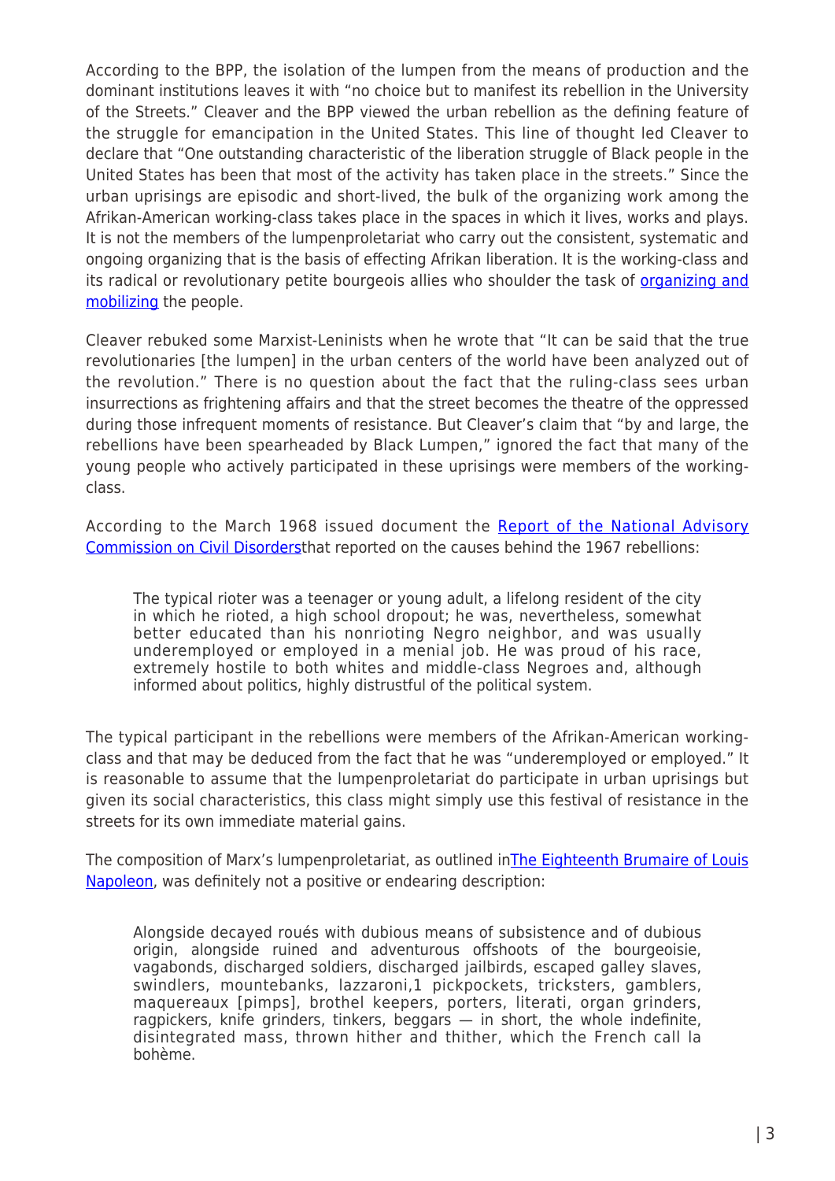According to the BPP, the isolation of the lumpen from the means of production and the dominant institutions leaves it with "no choice but to manifest its rebellion in the University of the Streets." Cleaver and the BPP viewed the urban rebellion as the defining feature of the struggle for emancipation in the United States. This line of thought led Cleaver to declare that "One outstanding characteristic of the liberation struggle of Black people in the United States has been that most of the activity has taken place in the streets." Since the urban uprisings are episodic and short-lived, the bulk of the organizing work among the Afrikan-American working-class takes place in the spaces in which it lives, works and plays. It is not the members of the lumpenproletariat who carry out the consistent, systematic and ongoing organizing that is the basis of effecting Afrikan liberation. It is the working-class and its radical or revolutionary petite bourgeois allies who shoulder the task of organizing and mobilizing the people.

Cleaver rebuked some Marxist-Leninists when he wrote that "It can be said that the true revolutionaries [the lumpen] in the urban centers of the world have been analyzed out of the revolution." There is no question about the fact that the ruling-class sees urban insurrections as frightening affairs and that the street becomes the theatre of the oppressed during those infrequent moments of resistance. But Cleaver's claim that "by and large, the rebellions have been spearheaded by Black Lumpen," ignored the fact that many of the young people who actively participated in these uprisings were members of the working-class.

According to the March 1968 issued document the Report of the National Advisory Commission on Civil Disordersthat reported on the causes behind the 1967 rebellions:

> The typical rioter was a teenager or young adult, a lifelong resident of the city in which he rioted, a high school dropout; he was, nevertheless, somewhat better educated than his nonrioting Negro neighbor, and was usually underemployed or employed in a menial job. He was proud of his race, extremely hostile to both whites and middle-class Negroes and, although informed about politics, highly distrustful of the political system.

The typical participant in the rebellions were members of the Afrikan-American working-class and that may be deduced from the fact that he was "underemployed or employed." It is reasonable to assume that the lumpenproletariat do participate in urban uprisings but given its social characteristics, this class might simply use this festival of resistance in the streets for its own immediate material gains.

The composition of Marx's lumpenproletariat, as outlined inThe Eighteenth Brumaire of Louis Napoleon, was definitely not a positive or endearing description:

> Alongside decayed roués with dubious means of subsistence and of dubious origin, alongside ruined and adventurous offshoots of the bourgeoisie, vagabonds, discharged soldiers, discharged jailbirds, escaped galley slaves, swindlers, mountebanks, lazzaroni,1 pickpockets, tricksters, gamblers, maquereaux [pimps], brothel keepers, porters, literati, organ grinders, ragpickers, knife grinders, tinkers, beggars — in short, the whole indefinite, disintegrated mass, thrown hither and thither, which the French call la bohème.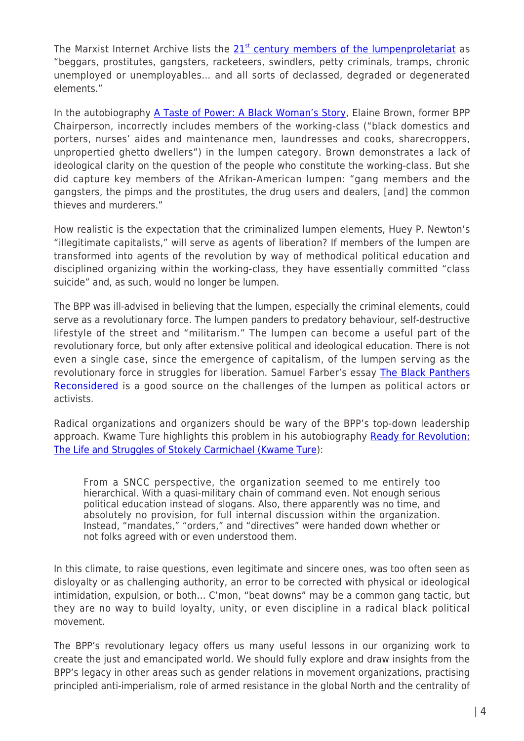The Marxist Internet Archive lists the [21st century members of the lumpenproletariat] as "beggars, prostitutes, gangsters, racketeers, swindlers, petty criminals, tramps, chronic unemployed or unemployables... and all sorts of declassed, degraded or degenerated elements."

In the autobiography [A Taste of Power: A Black Woman's Story], Elaine Brown, former BPP Chairperson, incorrectly includes members of the working-class ("black domestics and porters, nurses' aides and maintenance men, laundresses and cooks, sharecroppers, unpropertied ghetto dwellers") in the lumpen category. Brown demonstrates a lack of ideological clarity on the question of the people who constitute the working-class. But she did capture key members of the Afrikan-American lumpen: "gang members and the gangsters, the pimps and the prostitutes, the drug users and dealers, [and] the common thieves and murderers."

How realistic is the expectation that the criminalized lumpen elements, Huey P. Newton's "illegitimate capitalists," will serve as agents of liberation? If members of the lumpen are transformed into agents of the revolution by way of methodical political education and disciplined organizing within the working-class, they have essentially committed "class suicide" and, as such, would no longer be lumpen.

The BPP was ill-advised in believing that the lumpen, especially the criminal elements, could serve as a revolutionary force. The lumpen panders to predatory behaviour, self-destructive lifestyle of the street and "militarism." The lumpen can become a useful part of the revolutionary force, but only after extensive political and ideological education. There is not even a single case, since the emergence of capitalism, of the lumpen serving as the revolutionary force in struggles for liberation. Samuel Farber's essay [The Black Panthers Reconsidered] is a good source on the challenges of the lumpen as political actors or activists.

Radical organizations and organizers should be wary of the BPP's top-down leadership approach. Kwame Ture highlights this problem in his autobiography [Ready for Revolution: The Life and Struggles of Stokely Carmichael (Kwame Ture)]:

> From a SNCC perspective, the organization seemed to me entirely too hierarchical. With a quasi-military chain of command even. Not enough serious political education instead of slogans. Also, there apparently was no time, and absolutely no provision, for full internal discussion within the organization. Instead, "mandates," "orders," and "directives" were handed down whether or not folks agreed with or even understood them.

In this climate, to raise questions, even legitimate and sincere ones, was too often seen as disloyalty or as challenging authority, an error to be corrected with physical or ideological intimidation, expulsion, or both... C'mon, "beat downs" may be a common gang tactic, but they are no way to build loyalty, unity, or even discipline in a radical black political movement.

The BPP's revolutionary legacy offers us many useful lessons in our organizing work to create the just and emancipated world. We should fully explore and draw insights from the BPP's legacy in other areas such as gender relations in movement organizations, practising principled anti-imperialism, role of armed resistance in the global North and the centrality of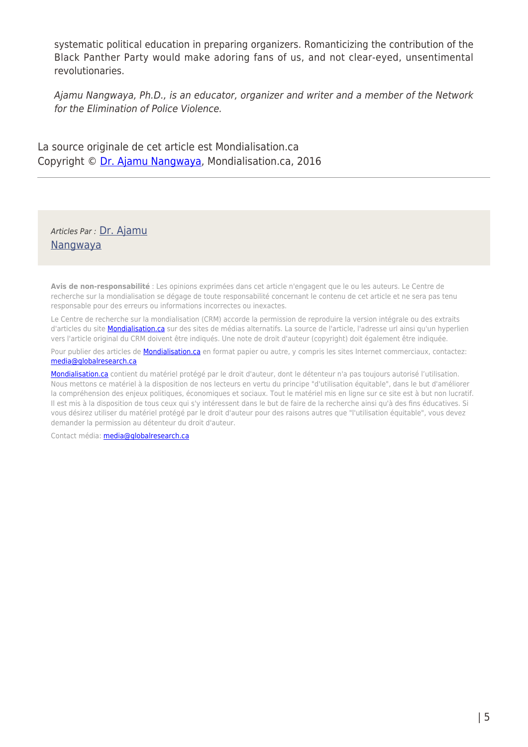systematic political education in preparing organizers. Romanticizing the contribution of the Black Panther Party would make adoring fans of us, and not clear-eyed, unsentimental revolutionaries.

*Ajamu Nangwaya, Ph.D., is an educator, organizer and writer and a member of the Network for the Elimination of Police Violence.*

La source originale de cet article est Mondialisation.ca
Copyright © Dr. Ajamu Nangwaya, Mondialisation.ca, 2016

---

*Articles Par :* Dr. Ajamu Nangwaya

**Avis de non-responsabilité** : Les opinions exprimées dans cet article n'engagent que le ou les auteurs. Le Centre de recherche sur la mondialisation se dégage de toute responsabilité concernant le contenu de cet article et ne sera pas tenu responsable pour des erreurs ou informations incorrectes ou inexactes.

Le Centre de recherche sur la mondialisation (CRM) accorde la permission de reproduire la version intégrale ou des extraits d'articles du site Mondialisation.ca sur des sites de médias alternatifs. La source de l'article, l'adresse url ainsi qu'un hyperlien vers l'article original du CRM doivent être indiqués. Une note de droit d'auteur (copyright) doit également être indiquée.

Pour publier des articles de Mondialisation.ca en format papier ou autre, y compris les sites Internet commerciaux, contactez: media@globalresearch.ca

Mondialisation.ca contient du matériel protégé par le droit d'auteur, dont le détenteur n'a pas toujours autorisé l'utilisation. Nous mettons ce matériel à la disposition de nos lecteurs en vertu du principe "d'utilisation équitable", dans le but d'améliorer la compréhension des enjeux politiques, économiques et sociaux. Tout le matériel mis en ligne sur ce site est à but non lucratif. Il est mis à la disposition de tous ceux qui s'y intéressent dans le but de faire de la recherche ainsi qu'à des fins éducatives. Si vous désirez utiliser du matériel protégé par le droit d'auteur pour des raisons autres que "l'utilisation équitable", vous devez demander la permission au détenteur du droit d'auteur.

Contact média: media@globalresearch.ca